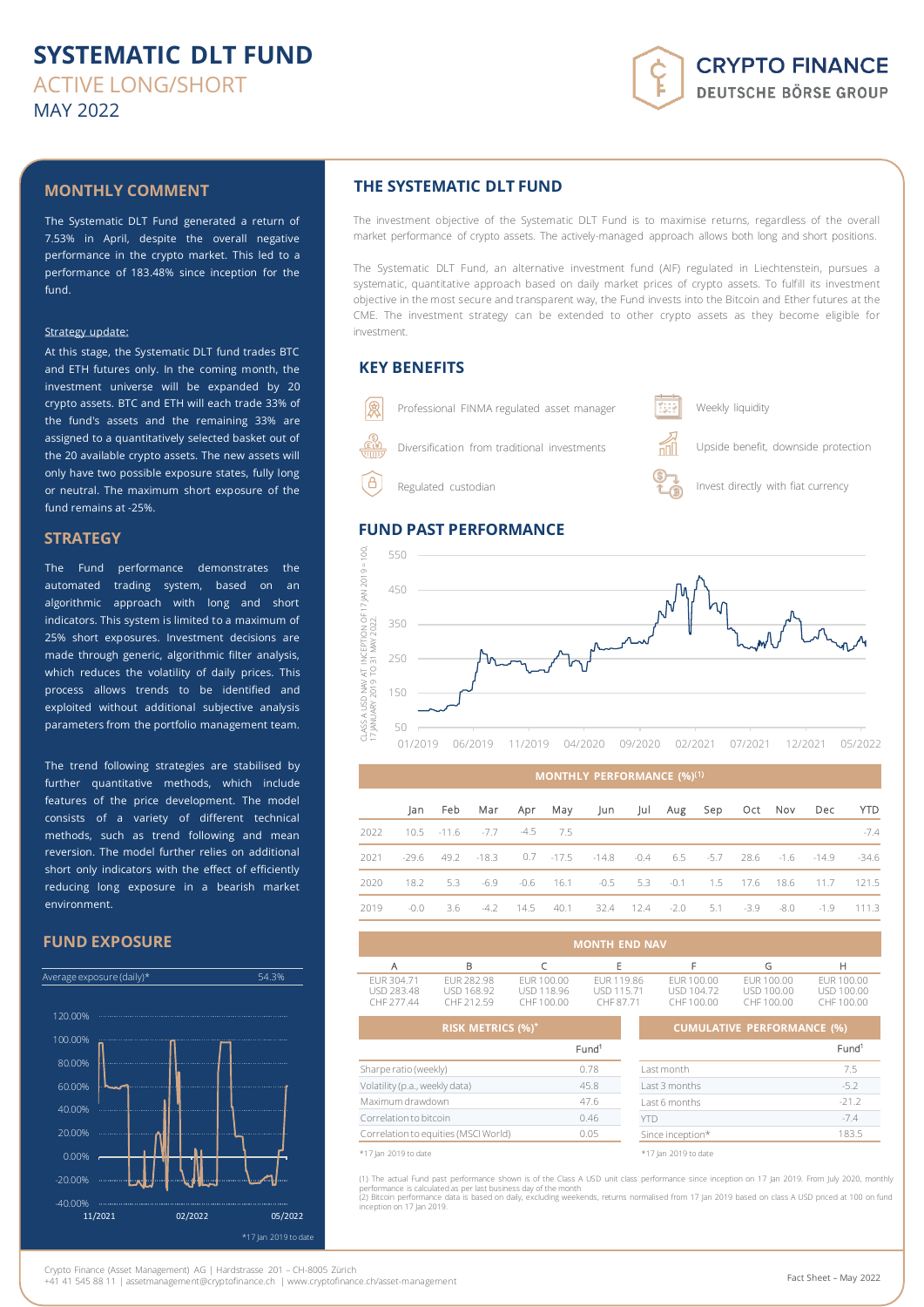# SYSTEMATIC DLT FUND
## ACTIVE LONG/SHORT
MAY 2022

CRYPTO FINANCE
DEUTSCHE BÖRSE GROUP

## MONTHLY COMMENT

The Systematic DLT Fund generated a return of 7.53% in April, despite the overall negative performance in the crypto market. This led to a performance of 183.48% since inception for the fund.

Strategy update:

At this stage, the Systematic DLT fund trades BTC and ETH futures only. In the coming month, the investment universe will be expanded by 20 crypto assets. BTC and ETH will each trade 33% of the fund's assets and the remaining 33% are assigned to a quantitatively selected basket out of the 20 available crypto assets. The new assets will only have two possible exposure states, fully long or neutral. The maximum short exposure of the fund remains at -25%.

## STRATEGY

The Fund performance demonstrates the automated trading system, based on an algorithmic approach with long and short indicators. This system is limited to a maximum of 25% short exposures. Investment decisions are made through generic, algorithmic filter analysis, which reduces the volatility of daily prices. This process allows trends to be identified and exploited without additional subjective analysis parameters from the portfolio management team.

The trend following strategies are stabilised by further quantitative methods, which include features of the price development. The model consists of a variety of different technical methods, such as trend following and mean reversion. The model further relies on additional short only indicators with the effect of efficiently reducing long exposure in a bearish market environment.

## FUND EXPOSURE

| Average exposure (daily)* | 54.3% |
|---|---|

*17 Jan 2019 to date

## THE SYSTEMATIC DLT FUND

The investment objective of the Systematic DLT Fund is to maximise returns, regardless of the overall market performance of crypto assets. The actively-managed approach allows both long and short positions.

The Systematic DLT Fund, an alternative investment fund (AIF) regulated in Liechtenstein, pursues a systematic, quantitative approach based on daily market prices of crypto assets. To fulfill its investment objective in the most secure and transparent way, the Fund invests into the Bitcoin and Ether futures at the CME. The investment strategy can be extended to other crypto assets as they become eligible for investment.

## KEY BENEFITS

- Professional FINMA regulated asset manager
- Diversification from traditional investments
- Regulated custodian
- Weekly liquidity
- Upside benefit, downside protection
- Invest directly with fiat currency

## FUND PAST PERFORMANCE

### MONTHLY PERFORMANCE (%)(1)

| | Jan | Feb | Mar | Apr | May | Jun | Jul | Aug | Sep | Oct | Nov | Dec | YTD |
|---|---|---|---|---|---|---|---|---|---|---|---|---|---|
| 2022 | 10.5 | -11.6 | -7.7 | -4.5 | 7.5 | | | | | | | | -7.4 |
| 2021 | -29.6 | 49.2 | -18.3 | 0.7 | -17.5 | -14.8 | -0.4 | 6.5 | -5.7 | 28.6 | -1.6 | -14.9 | -34.6 |
| 2020 | 18.2 | 5.3 | -6.9 | -0.6 | 16.1 | -0.5 | 5.3 | -0.1 | 1.5 | 17.6 | 18.6 | 11.7 | 121.5 |
| 2019 | -0.0 | 3.6 | -4.2 | 14.5 | 40.1 | 32.4 | 12.4 | -2.0 | 5.1 | -3.9 | -8.0 | -1.9 | 111.3 |

### MONTH END NAV

| A | B | C | E | F | G | H |
|---|---|---|---|---|---|---|
| EUR 304.71 | EUR 282.98 | EUR 100.00 | EUR 119.86 | EUR 100.00 | EUR 100.00 | EUR 100.00 |
| USD 283.48 | USD 168.92 | USD 118.96 | USD 115.71 | USD 104.72 | USD 100.00 | USD 100.00 |
| CHF 277.44 | CHF 212.59 | CHF 100.00 | CHF 87.71 | CHF 100.00 | CHF 100.00 | CHF 100.00 |

### RISK METRICS (%)*

| | Fund[1] |
|---|---|
| Sharpe ratio (weekly) | 0.78 |
| Volatility (p.a., weekly data) | 45.8 |
| Maximum drawdown | 47.6 |
| Correlation to bitcoin | 0.46 |
| Correlation to equities (MSCI World) | 0.05 |

*17 Jan 2019 to date

### CUMULATIVE PERFORMANCE (%)

| | Fund[1] |
|---|---|
| Last month | 7.5 |
| Last 3 months | -5.2 |
| Last 6 months | -21.2 |
| YTD | -7.4 |
| Since inception* | 183.5 |

*17 Jan 2019 to date

(1) The actual Fund past performance shown is of the Class A USD unit class performance since inception on 17 Jan 2019. From July 2020, monthly performance is calculated as per last business day of the month
(2) Bitcoin performance data is based on daily, excluding weekends, returns normalised from 17 Jan 2019 based on class A USD priced at 100 on fund inception on 17 Jan 2019.

Crypto Finance (Asset Management) AG | Hardstrasse 201 – CH-8005 Zürich
+41 41 545 88 11 | assetmanagement@cryptofinance.ch | www.cryptofinance.ch/asset-management

Fact Sheet – May 2022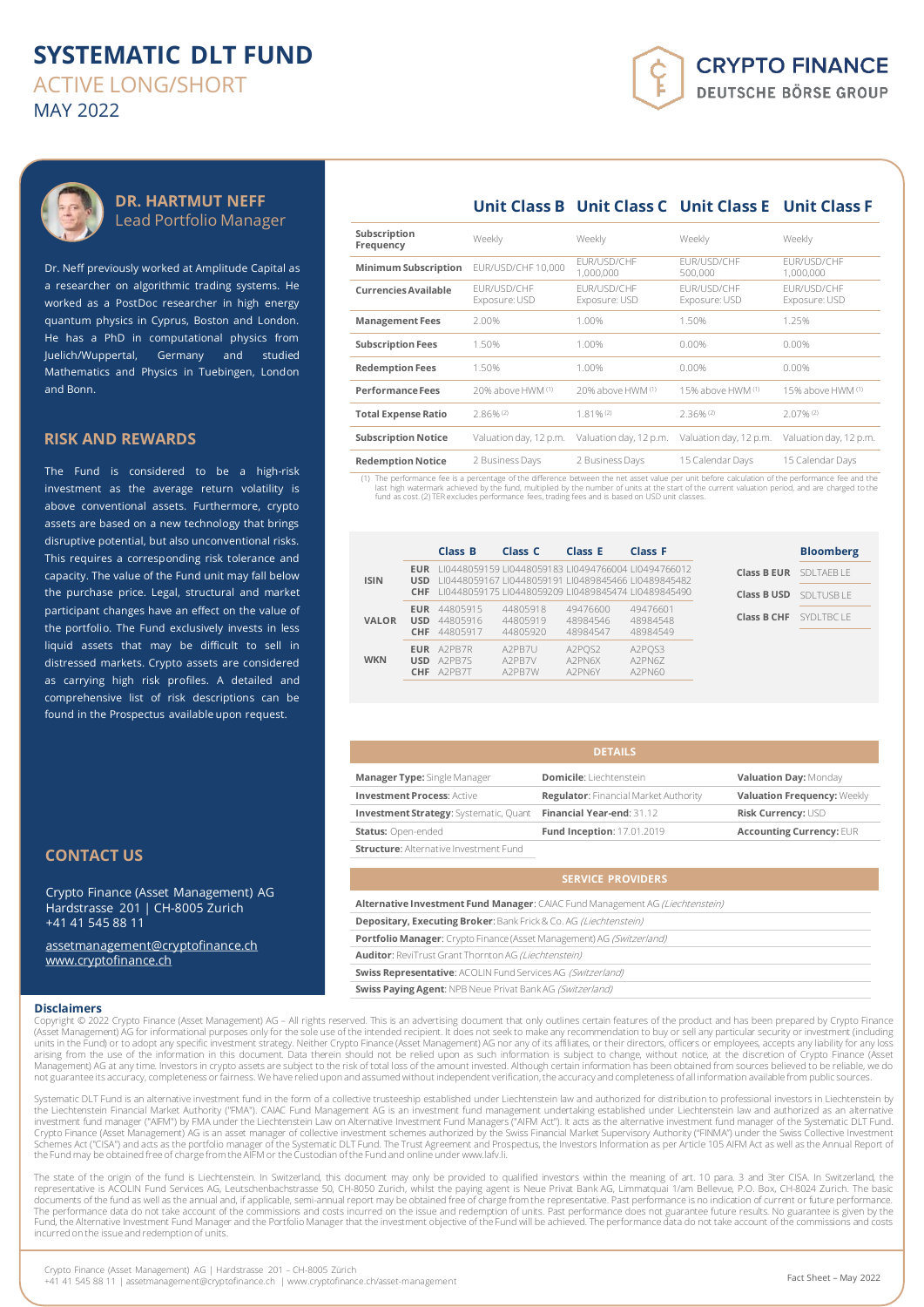# SYSTEMATIC DLT FUND

ACTIVE LONG/SHORT

MAY 2022

CRYPTO FINANCE
DEUTSCHE BÖRSE GROUP

## DR. HARTMUT NEFF
Lead Portfolio Manager

Dr. Neff previously worked at Amplitude Capital as a researcher on algorithmic trading systems. He worked as a PostDoc researcher in high energy quantum physics in Cyprus, Boston and London. He has a PhD in computational physics from Juelich/Wuppertal, Germany and studied Mathematics and Physics in Tuebingen, London and Bonn.

## RISK AND REWARDS

The Fund is considered to be a high-risk investment as the average return volatility is above conventional assets. Furthermore, crypto assets are based on a new technology that brings disruptive potential, but also unconventional risks. This requires a corresponding risk tolerance and capacity. The value of the Fund unit may fall below the purchase price. Legal, structural and market participant changes have an effect on the value of the portfolio. The Fund exclusively invests in less liquid assets that may be difficult to sell in distressed markets. Crypto assets are considered as carrying high risk profiles. A detailed and comprehensive list of risk descriptions can be found in the Prospectus available upon request.

## CONTACT US

Crypto Finance (Asset Management) AG
Hardstrasse 201 | CH-8005 Zurich
+41 41 545 88 11

assetmanagement@cryptofinance.ch
www.cryptofinance.ch

| | Unit Class B | Unit Class C | Unit Class E | Unit Class F |
|---|---|---|---|---|
| **Subscription Frequency** | Weekly | Weekly | Weekly | Weekly |
| **Minimum Subscription** | EUR/USD/CHF 10,000 | EUR/USD/CHF 1,000,000 | EUR/USD/CHF 500,000 | EUR/USD/CHF 1,000,000 |
| **Currencies Available** | EUR/USD/CHF Exposure: USD | EUR/USD/CHF Exposure: USD | EUR/USD/CHF Exposure: USD | EUR/USD/CHF Exposure: USD |
| **Management Fees** | 2.00% | 1.00% | 1.50% | 1.25% |
| **Subscription Fees** | 1.50% | 1.00% | 0.00% | 0.00% |
| **Redemption Fees** | 1.50% | 1.00% | 0.00% | 0.00% |
| **Performance Fees** | 20% above HWM (1) | 20% above HWM (1) | 15% above HWM (1) | 15% above HWM (1) |
| **Total Expense Ratio** | 2.86% (2) | 1.81% (2) | 2.36% (2) | 2.07% (2) |
| **Subscription Notice** | Valuation day, 12 p.m. | Valuation day, 12 p.m. | Valuation day, 12 p.m. | Valuation day, 12 p.m. |
| **Redemption Notice** | 2 Business Days | 2 Business Days | 15 Calendar Days | 15 Calendar Days |

(1) The performance fee is a percentage of the difference between the net asset value per unit before calculation of the performance fee and the last high watermark achieved by the fund, multiplied by the number of units at the start of the current valuation period, and are charged to the fund as cost. (2) TER excludes performance fees, trading fees and is based on USD unit classes.

| | | Class B | Class C | Class E | Class F |
|---|---|---|---|---|---|
| **ISIN** | **EUR** | LI0448059159 | LI0448059183 | LI0494766004 | LI0494766012 |
| | **USD** | LI0448059167 | LI0448059191 | LI0489845466 | LI0489845482 |
| | **CHF** | LI0448059175 | LI0448059209 | LI0489845474 | LI0489845490 |
| **VALOR** | **EUR** | 44805915 | 44805918 | 49476600 | 49476601 |
| | **USD** | 44805916 | 44805919 | 48984546 | 48984548 |
| | **CHF** | 44805917 | 44805920 | 48984547 | 48984549 |
| **WKN** | **EUR** | A2PB7R | A2PB7U | A2PQS2 | A2PQS3 |
| | **USD** | A2PB7S | A2PB7V | A2PN6X | A2PN6Z |
| | **CHF** | A2PB7T | A2PB7W | A2PN6Y | A2PN60 |

| | Bloomberg |
|---|---|
| **Class B EUR** | SDLTAEB LE |
| **Class B USD** | SDLTUSB LE |
| **Class B CHF** | SYDLTBC LE |

### DETAILS

| | | |
|---|---|---|
| **Manager Type:** Single Manager | **Domicile:** Liechtenstein | **Valuation Day:** Monday |
| **Investment Process:** Active | **Regulator:** Financial Market Authority | **Valuation Frequency:** Weekly |
| **Investment Strategy:** Systematic, Quant | **Financial Year-end:** 31.12 | **Risk Currency:** USD |
| **Status:** Open-ended | **Fund Inception:** 17.01.2019 | **Accounting Currency:** EUR |
| **Structure:** Alternative Investment Fund | | |

### SERVICE PROVIDERS

**Alternative Investment Fund Manager:** CAIAC Fund Management AG *(Liechtenstein)*

**Depositary, Executing Broker:** Bank Frick & Co. AG *(Liechtenstein)*

**Portfolio Manager:** Crypto Finance (Asset Management) AG *(Switzerland)*

**Auditor:** ReviTrust Grant Thornton AG *(Liechtenstein)*

**Swiss Representative:** ACOLIN Fund Services AG *(Switzerland)*

**Swiss Paying Agent:** NPB Neue Privat Bank AG *(Switzerland)*

### Disclaimers

Copyright © 2022 Crypto Finance (Asset Management) AG – All rights reserved. This is an advertising document that only outlines certain features of the product and has been prepared by Crypto Finance (Asset Management) AG for informational purposes only for the sole use of the intended recipient. It does not seek to make any recommendation to buy or sell any particular security or investment (including units in the Fund) or to adopt any specific investment strategy. Neither Crypto Finance (Asset Management) AG nor any of its affiliates, or their directors, officers or employees, accepts any liability for any loss arising from the use of the information in this document. Data therein should not be relied upon as such information is subject to change, without notice, at the discretion of Crypto Finance (Asset Management) AG at any time. Investors in crypto assets are subject to the risk of total loss of the amount invested. Although certain information has been obtained from sources believed to be reliable, we do not guarantee its accuracy, completeness or fairness. We have relied upon and assumed without independent verification, the accuracy and completeness of all information available from public sources.

Systematic DLT Fund is an alternative investment fund in the form of a collective trusteeship established under Liechtenstein law and authorized for distribution to professional investors in Liechtenstein by the Liechtenstein Financial Market Authority ("FMA"). CAIAC Fund Management AG is an investment fund management undertaking established under Liechtenstein law and authorized as an alternative investment fund manager ("AIFM") by FMA under the Liechtenstein Law on Alternative Investment Fund Managers ("AIFM Act"). It acts as the alternative investment fund manager of the Systematic DLT Fund. Crypto Finance (Asset Management) AG is an asset manager of collective investment schemes authorized by the Swiss Financial Market Supervisory Authority ("FINMA") under the Swiss Collective Investment Schemes Act ("CISA") and acts as the portfolio manager of the Systematic DLT Fund. The Trust Agreement and Prospectus, the Investors Information as per Article 105 AIFM Act as well as the Annual Report of the Fund may be obtained free of charge from the AIFM or the Custodian of the Fund and online under www.lafv.li.

The state of the origin of the fund is Liechtenstein. In Switzerland, this document may only be provided to qualified investors within the meaning of art. 10 para. 3 and 3ter CISA. In Switzerland, the representative is ACOLIN Fund Services AG, Leutschenbachstrasse 50, CH-8050 Zurich, whilst the paying agent is Neue Privat Bank AG, Limmatquai 1/am Bellevue, P.O. Box, CH-8024 Zurich. The basic documents of the fund as well as the annual and, if applicable, semi-annual report may be obtained free of charge from the representative. Past performance is no indication of current or future performance. The performance data do not take account of the commissions and costs incurred on the issue and redemption of units. Past performance does not guarantee future results. No guarantee is given by the Fund, the Alternative Investment Fund Manager and the Portfolio Manager that the investment objective of the Fund will be achieved. The performance data do not take account of the commissions and costs incurred on the issue and redemption of units.